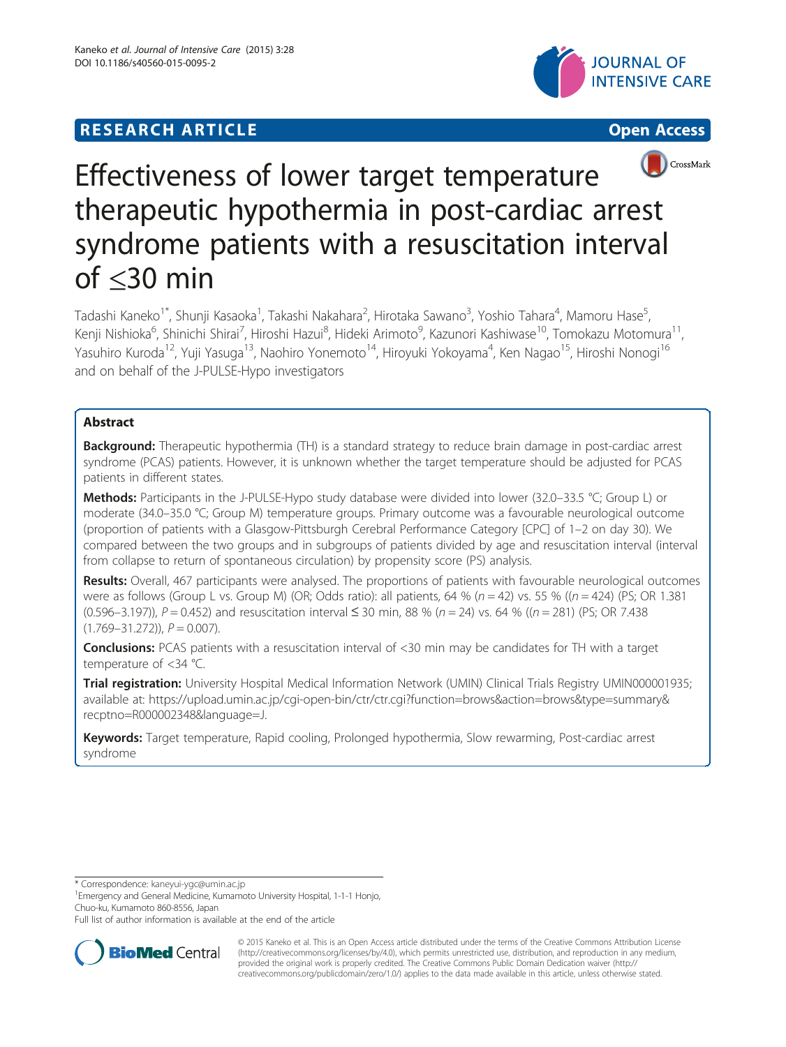RESEARCH ARTICLE

Open Access

# Effectiveness of lower target temperature therapeutic hypothermia in post-cardiac arrest syndrome patients with a resuscitation interval of ≤30 min

Tadashi Kaneko[1*], Shunji Kasaoka[1], Takashi Nakahara[2], Hirotaka Sawano[3], Yoshio Tahara[4], Mamoru Hase[5], Kenji Nishioka[6], Shinichi Shirai[7], Hiroshi Hazui[8], Hideki Arimoto[9], Kazunori Kashiwase[10], Tomokazu Motomura[11], Yasuhiro Kuroda[12], Yuji Yasuga[13], Naohiro Yonemoto[14], Hiroyuki Yokoyama[4], Ken Nagao[15], Hiroshi Nonogi[16] and on behalf of the J-PULSE-Hypo investigators

## Abstract

**Background:** Therapeutic hypothermia (TH) is a standard strategy to reduce brain damage in post-cardiac arrest syndrome (PCAS) patients. However, it is unknown whether the target temperature should be adjusted for PCAS patients in different states.

**Methods:** Participants in the J-PULSE-Hypo study database were divided into lower (32.0–33.5 °C; Group L) or moderate (34.0–35.0 °C; Group M) temperature groups. Primary outcome was a favourable neurological outcome (proportion of patients with a Glasgow-Pittsburgh Cerebral Performance Category [CPC] of 1–2 on day 30). We compared between the two groups and in subgroups of patients divided by age and resuscitation interval (interval from collapse to return of spontaneous circulation) by propensity score (PS) analysis.

**Results:** Overall, 467 participants were analysed. The proportions of patients with favourable neurological outcomes were as follows (Group L vs. Group M) (OR; Odds ratio): all patients, 64 % ($n = 42$) vs. 55 % (($n = 424$) (PS; OR 1.381 (0.596–3.197)), $P = 0.452$) and resuscitation interval ≤ 30 min, 88 % ($n = 24$) vs. 64 % (($n = 281$) (PS; OR 7.438 (1.769–31.272)), $P = 0.007$).

**Conclusions:** PCAS patients with a resuscitation interval of <30 min may be candidates for TH with a target temperature of <34 °C.

**Trial registration:** University Hospital Medical Information Network (UMIN) Clinical Trials Registry UMIN000001935; available at: https://upload.umin.ac.jp/cgi-open-bin/ctr/ctr.cgi?function=brows&action=brows&type=summary&recptno=R000002348&language=J.

**Keywords:** Target temperature, Rapid cooling, Prolonged hypothermia, Slow rewarming, Post-cardiac arrest syndrome

* Correspondence: kaneyui-ygc@umin.ac.jp
[1]Emergency and General Medicine, Kumamoto University Hospital, 1-1-1 Honjo, Chuo-ku, Kumamoto 860-8556, Japan
Full list of author information is available at the end of the article

© 2015 Kaneko et al. This is an Open Access article distributed under the terms of the Creative Commons Attribution License (http://creativecommons.org/licenses/by/4.0), which permits unrestricted use, distribution, and reproduction in any medium, provided the original work is properly credited. The Creative Commons Public Domain Dedication waiver (http://creativecommons.org/publicdomain/zero/1.0/) applies to the data made available in this article, unless otherwise stated.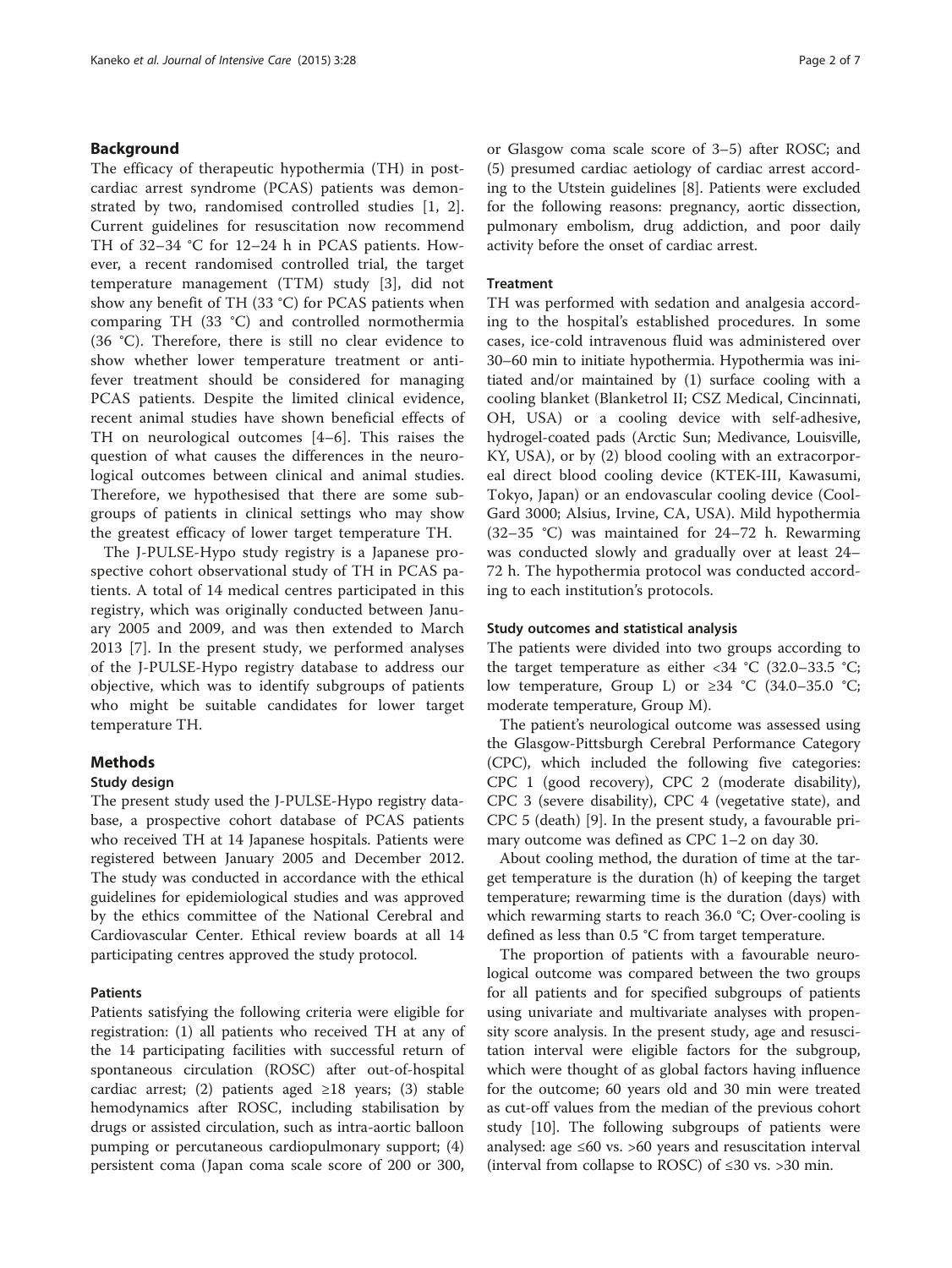## Background

The efficacy of therapeutic hypothermia (TH) in post-cardiac arrest syndrome (PCAS) patients was demonstrated by two, randomised controlled studies [1, 2]. Current guidelines for resuscitation now recommend TH of 32–34 °C for 12–24 h in PCAS patients. However, a recent randomised controlled trial, the target temperature management (TTM) study [3], did not show any benefit of TH (33 °C) for PCAS patients when comparing TH (33 °C) and controlled normothermia (36 °C). Therefore, there is still no clear evidence to show whether lower temperature treatment or anti-fever treatment should be considered for managing PCAS patients. Despite the limited clinical evidence, recent animal studies have shown beneficial effects of TH on neurological outcomes [4–6]. This raises the question of what causes the differences in the neurological outcomes between clinical and animal studies. Therefore, we hypothesised that there are some subgroups of patients in clinical settings who may show the greatest efficacy of lower target temperature TH.

The J-PULSE-Hypo study registry is a Japanese prospective cohort observational study of TH in PCAS patients. A total of 14 medical centres participated in this registry, which was originally conducted between January 2005 and 2009, and was then extended to March 2013 [7]. In the present study, we performed analyses of the J-PULSE-Hypo registry database to address our objective, which was to identify subgroups of patients who might be suitable candidates for lower target temperature TH.

## Methods

### Study design

The present study used the J-PULSE-Hypo registry database, a prospective cohort database of PCAS patients who received TH at 14 Japanese hospitals. Patients were registered between January 2005 and December 2012. The study was conducted in accordance with the ethical guidelines for epidemiological studies and was approved by the ethics committee of the National Cerebral and Cardiovascular Center. Ethical review boards at all 14 participating centres approved the study protocol.

### Patients

Patients satisfying the following criteria were eligible for registration: (1) all patients who received TH at any of the 14 participating facilities with successful return of spontaneous circulation (ROSC) after out-of-hospital cardiac arrest; (2) patients aged ≥18 years; (3) stable hemodynamics after ROSC, including stabilisation by drugs or assisted circulation, such as intra-aortic balloon pumping or percutaneous cardiopulmonary support; (4) persistent coma (Japan coma scale score of 200 or 300, or Glasgow coma scale score of 3–5) after ROSC; and (5) presumed cardiac aetiology of cardiac arrest according to the Utstein guidelines [8]. Patients were excluded for the following reasons: pregnancy, aortic dissection, pulmonary embolism, drug addiction, and poor daily activity before the onset of cardiac arrest.

### Treatment

TH was performed with sedation and analgesia according to the hospital's established procedures. In some cases, ice-cold intravenous fluid was administered over 30–60 min to initiate hypothermia. Hypothermia was initiated and/or maintained by (1) surface cooling with a cooling blanket (Blanketrol II; CSZ Medical, Cincinnati, OH, USA) or a cooling device with self-adhesive, hydrogel-coated pads (Arctic Sun; Medivance, Louisville, KY, USA), or by (2) blood cooling with an extracorporeal direct blood cooling device (KTEK-III, Kawasumi, Tokyo, Japan) or an endovascular cooling device (Cool-Gard 3000; Alsius, Irvine, CA, USA). Mild hypothermia (32–35 °C) was maintained for 24–72 h. Rewarming was conducted slowly and gradually over at least 24–72 h. The hypothermia protocol was conducted according to each institution's protocols.

### Study outcomes and statistical analysis

The patients were divided into two groups according to the target temperature as either <34 °C (32.0–33.5 °C; low temperature, Group L) or ≥34 °C (34.0–35.0 °C; moderate temperature, Group M).

The patient's neurological outcome was assessed using the Glasgow-Pittsburgh Cerebral Performance Category (CPC), which included the following five categories: CPC 1 (good recovery), CPC 2 (moderate disability), CPC 3 (severe disability), CPC 4 (vegetative state), and CPC 5 (death) [9]. In the present study, a favourable primary outcome was defined as CPC 1–2 on day 30.

About cooling method, the duration of time at the target temperature is the duration (h) of keeping the target temperature; rewarming time is the duration (days) with which rewarming starts to reach 36.0 °C; Over-cooling is defined as less than 0.5 °C from target temperature.

The proportion of patients with a favourable neurological outcome was compared between the two groups for all patients and for specified subgroups of patients using univariate and multivariate analyses with propensity score analysis. In the present study, age and resuscitation interval were eligible factors for the subgroup, which were thought of as global factors having influence for the outcome; 60 years old and 30 min were treated as cut-off values from the median of the previous cohort study [10]. The following subgroups of patients were analysed: age ≤60 vs. >60 years and resuscitation interval (interval from collapse to ROSC) of ≤30 vs. >30 min.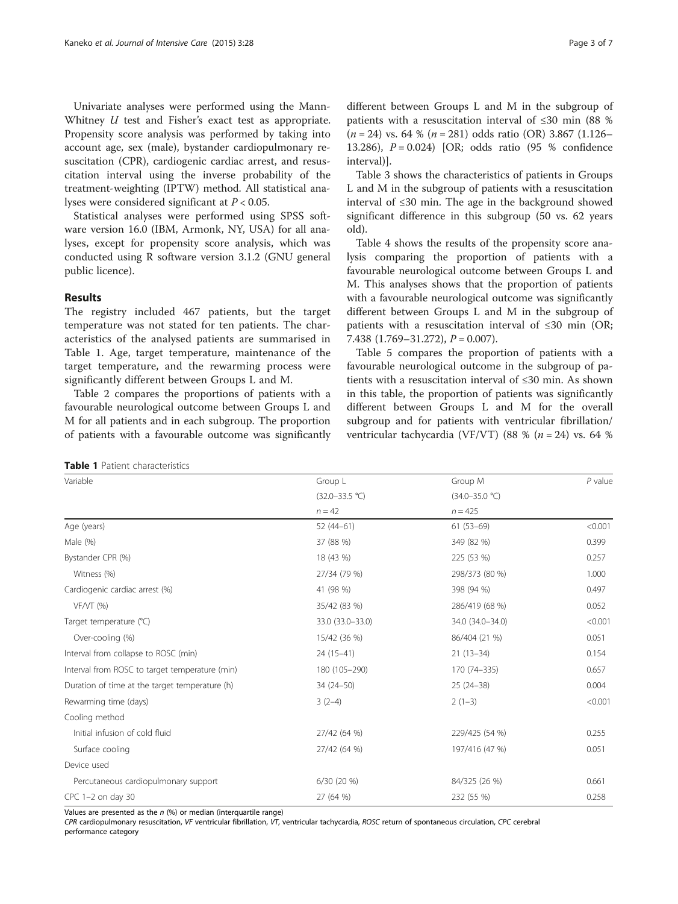Univariate analyses were performed using the Mann-Whitney *U* test and Fisher's exact test as appropriate. Propensity score analysis was performed by taking into account age, sex (male), bystander cardiopulmonary resuscitation (CPR), cardiogenic cardiac arrest, and resuscitation interval using the inverse probability of the treatment-weighting (IPTW) method. All statistical analyses were considered significant at $P < 0.05$.

Statistical analyses were performed using SPSS software version 16.0 (IBM, Armonk, NY, USA) for all analyses, except for propensity score analysis, which was conducted using R software version 3.1.2 (GNU general public licence).

## Results

The registry included 467 patients, but the target temperature was not stated for ten patients. The characteristics of the analysed patients are summarised in Table 1. Age, target temperature, maintenance of the target temperature, and the rewarming process were significantly different between Groups L and M.

Table 2 compares the proportions of patients with a favourable neurological outcome between Groups L and M for all patients and in each subgroup. The proportion of patients with a favourable outcome was significantly different between Groups L and M in the subgroup of patients with a resuscitation interval of ≤30 min (88 % ($n = 24$) vs. 64 % ($n = 281$) odds ratio (OR) 3.867 (1.126–13.286), $P = 0.024$) [OR; odds ratio (95 % confidence interval)].

Table 3 shows the characteristics of patients in Groups L and M in the subgroup of patients with a resuscitation interval of ≤30 min. The age in the background showed significant difference in this subgroup (50 vs. 62 years old).

Table 4 shows the results of the propensity score analysis comparing the proportion of patients with a favourable neurological outcome between Groups L and M. This analyses shows that the proportion of patients with a favourable neurological outcome was significantly different between Groups L and M in the subgroup of patients with a resuscitation interval of ≤30 min (OR; 7.438 (1.769–31.272), $P = 0.007$).

Table 5 compares the proportion of patients with a favourable neurological outcome in the subgroup of patients with a resuscitation interval of ≤30 min. As shown in this table, the proportion of patients was significantly different between Groups L and M for the overall subgroup and for patients with ventricular fibrillation/ventricular tachycardia (VF/VT) (88 % ($n = 24$) vs. 64 %

**Table 1** Patient characteristics

| Variable | Group L | Group M | *P* value |
|---|---|---|---|
| | (32.0–33.5 °C) | (34.0–35.0 °C) | |
| | $n = 42$ | $n = 425$ | |
| Age (years) | 52 (44–61) | 61 (53–69) | <0.001 |
| Male (%) | 37 (88 %) | 349 (82 %) | 0.399 |
| Bystander CPR (%) | 18 (43 %) | 225 (53 %) | 0.257 |
| Witness (%) | 27/34 (79 %) | 298/373 (80 %) | 1.000 |
| Cardiogenic cardiac arrest (%) | 41 (98 %) | 398 (94 %) | 0.497 |
| VF/VT (%) | 35/42 (83 %) | 286/419 (68 %) | 0.052 |
| Target temperature (°C) | 33.0 (33.0–33.0) | 34.0 (34.0–34.0) | <0.001 |
| Over-cooling (%) | 15/42 (36 %) | 86/404 (21 %) | 0.051 |
| Interval from collapse to ROSC (min) | 24 (15–41) | 21 (13–34) | 0.154 |
| Interval from ROSC to target temperature (min) | 180 (105–290) | 170 (74–335) | 0.657 |
| Duration of time at the target temperature (h) | 34 (24–50) | 25 (24–38) | 0.004 |
| Rewarming time (days) | 3 (2–4) | 2 (1–3) | <0.001 |
| Cooling method | | | |
| Initial infusion of cold fluid | 27/42 (64 %) | 229/425 (54 %) | 0.255 |
| Surface cooling | 27/42 (64 %) | 197/416 (47 %) | 0.051 |
| Device used | | | |
| Percutaneous cardiopulmonary support | 6/30 (20 %) | 84/325 (26 %) | 0.661 |
| CPC 1–2 on day 30 | 27 (64 %) | 232 (55 %) | 0.258 |

Values are presented as the *n* (%) or median (interquartile range)

*CPR* cardiopulmonary resuscitation, *VF* ventricular fibrillation, *VT*, ventricular tachycardia, *ROSC* return of spontaneous circulation, *CPC* cerebral performance category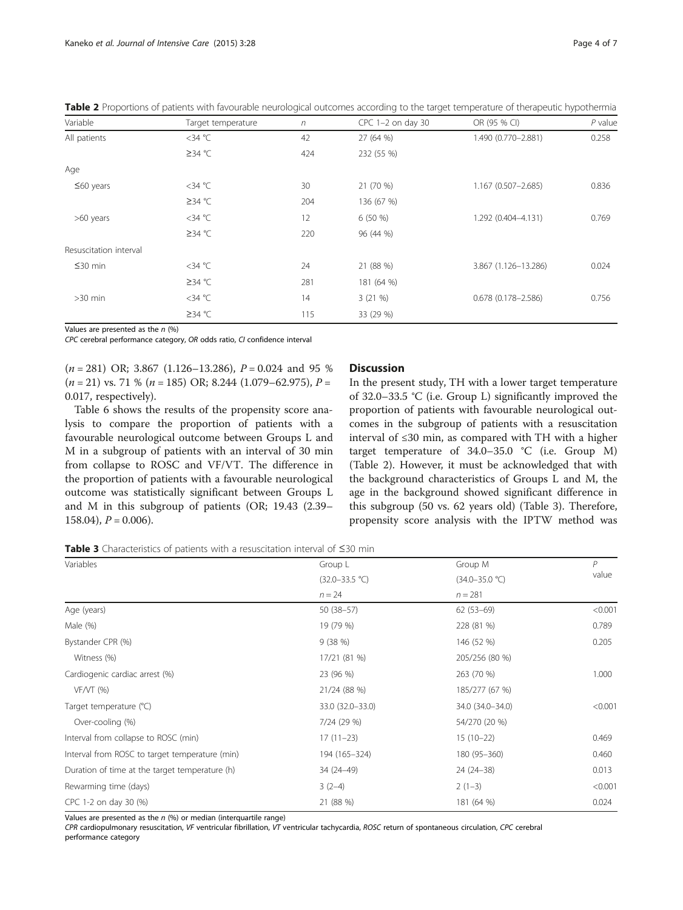**Table 2** Proportions of patients with favourable neurological outcomes according to the target temperature of therapeutic hypothermia

| Variable | Target temperature | *n* | CPC 1–2 on day 30 | OR (95 % CI) | *P* value |
|---|---|---|---|---|---|
| All patients | <34 °C | 42 | 27 (64 %) | 1.490 (0.770–2.881) | 0.258 |
| | ≥34 °C | 424 | 232 (55 %) | | |
| Age | | | | | |
| ≤60 years | <34 °C | 30 | 21 (70 %) | 1.167 (0.507–2.685) | 0.836 |
| | ≥34 °C | 204 | 136 (67 %) | | |
| >60 years | <34 °C | 12 | 6 (50 %) | 1.292 (0.404–4.131) | 0.769 |
| | ≥34 °C | 220 | 96 (44 %) | | |
| Resuscitation interval | | | | | |
| ≤30 min | <34 °C | 24 | 21 (88 %) | 3.867 (1.126–13.286) | 0.024 |
| | ≥34 °C | 281 | 181 (64 %) | | |
| >30 min | <34 °C | 14 | 3 (21 %) | 0.678 (0.178–2.586) | 0.756 |
| | ≥34 °C | 115 | 33 (29 %) | | |

Values are presented as the *n* (%)

*CPC* cerebral performance category, *OR* odds ratio, *CI* confidence interval

($n = 281$) OR; 3.867 (1.126–13.286), $P = 0.024$ and 95 % ($n = 21$) vs. 71 % ($n = 185$) OR; 8.244 (1.079–62.975), $P = 0.017$, respectively).

Table 6 shows the results of the propensity score analysis to compare the proportion of patients with a favourable neurological outcome between Groups L and M in a subgroup of patients with an interval of 30 min from collapse to ROSC and VF/VT. The difference in the proportion of patients with a favourable neurological outcome was statistically significant between Groups L and M in this subgroup of patients (OR; 19.43 (2.39–158.04), $P = 0.006$).

## Discussion

In the present study, TH with a lower target temperature of 32.0–33.5 °C (i.e. Group L) significantly improved the proportion of patients with favourable neurological outcomes in the subgroup of patients with a resuscitation interval of ≤30 min, as compared with TH with a higher target temperature of 34.0–35.0 °C (i.e. Group M) (Table 2). However, it must be acknowledged that with the background characteristics of Groups L and M, the age in the background showed significant difference in this subgroup (50 vs. 62 years old) (Table 3). Therefore, propensity score analysis with the IPTW method was

**Table 3** Characteristics of patients with a resuscitation interval of ≤30 min

| Variables | Group L (32.0–33.5 °C) $n = 24$ | Group M (34.0–35.0 °C) $n = 281$ | *P* value |
|---|---|---|---|
| Age (years) | 50 (38–57) | 62 (53–69) | <0.001 |
| Male (%) | 19 (79 %) | 228 (81 %) | 0.789 |
| Bystander CPR (%) | 9 (38 %) | 146 (52 %) | 0.205 |
| Witness (%) | 17/21 (81 %) | 205/256 (80 %) | |
| Cardiogenic cardiac arrest (%) | 23 (96 %) | 263 (70 %) | 1.000 |
| VF/VT (%) | 21/24 (88 %) | 185/277 (67 %) | |
| Target temperature (°C) | 33.0 (32.0–33.0) | 34.0 (34.0–34.0) | <0.001 |
| Over-cooling (%) | 7/24 (29 %) | 54/270 (20 %) | |
| Interval from collapse to ROSC (min) | 17 (11–23) | 15 (10–22) | 0.469 |
| Interval from ROSC to target temperature (min) | 194 (165–324) | 180 (95–360) | 0.460 |
| Duration of time at the target temperature (h) | 34 (24–49) | 24 (24–38) | 0.013 |
| Rewarming time (days) | 3 (2–4) | 2 (1–3) | <0.001 |
| CPC 1-2 on day 30 (%) | 21 (88 %) | 181 (64 %) | 0.024 |

Values are presented as the *n* (%) or median (interquartile range)

*CPR* cardiopulmonary resuscitation, *VF* ventricular fibrillation, *VT* ventricular tachycardia, *ROSC* return of spontaneous circulation, *CPC* cerebral performance category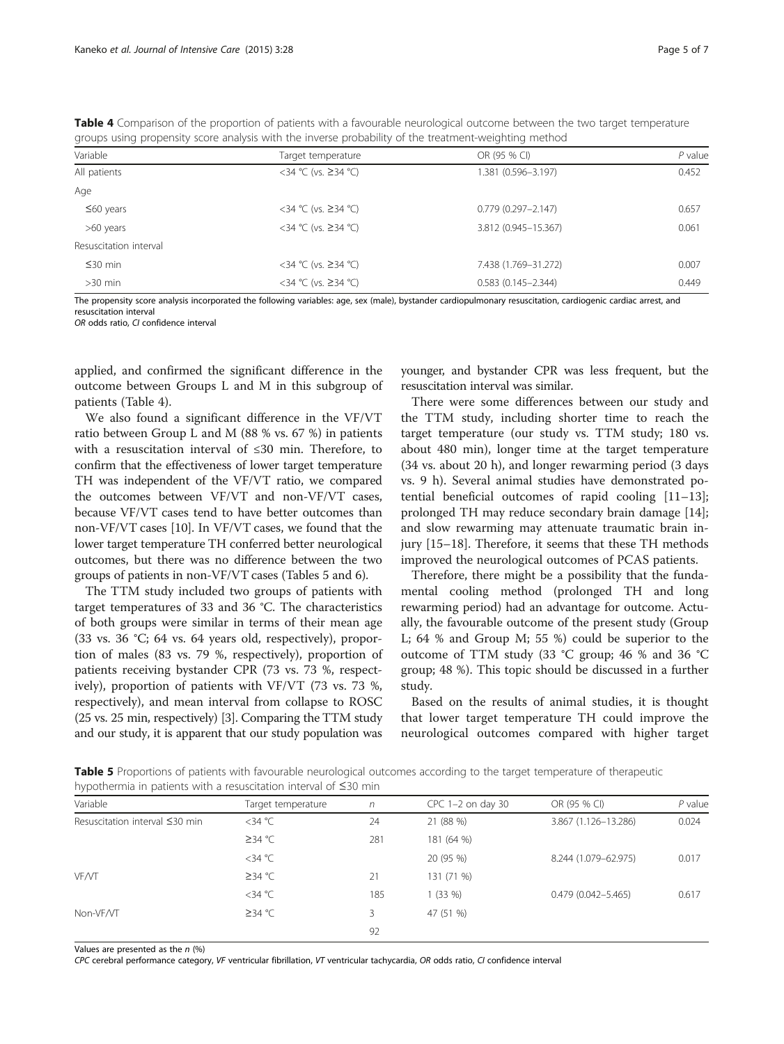**Table 4** Comparison of the proportion of patients with a favourable neurological outcome between the two target temperature groups using propensity score analysis with the inverse probability of the treatment-weighting method

| Variable | Target temperature | OR (95 % CI) | P value |
|---|---|---|---|
| All patients | <34 °C (vs. ≥34 °C) | 1.381 (0.596–3.197) | 0.452 |
| Age | | | |
| ≤60 years | <34 °C (vs. ≥34 °C) | 0.779 (0.297–2.147) | 0.657 |
| >60 years | <34 °C (vs. ≥34 °C) | 3.812 (0.945–15.367) | 0.061 |
| Resuscitation interval | | | |
| ≤30 min | <34 °C (vs. ≥34 °C) | 7.438 (1.769–31.272) | 0.007 |
| >30 min | <34 °C (vs. ≥34 °C) | 0.583 (0.145–2.344) | 0.449 |

The propensity score analysis incorporated the following variables: age, sex (male), bystander cardiopulmonary resuscitation, cardiogenic cardiac arrest, and resuscitation interval
*OR* odds ratio, *CI* confidence interval

applied, and confirmed the significant difference in the outcome between Groups L and M in this subgroup of patients (Table 4).

We also found a significant difference in the VF/VT ratio between Group L and M (88 % vs. 67 %) in patients with a resuscitation interval of ≤30 min. Therefore, to confirm that the effectiveness of lower target temperature TH was independent of the VF/VT ratio, we compared the outcomes between VF/VT and non-VF/VT cases, because VF/VT cases tend to have better outcomes than non-VF/VT cases [10]. In VF/VT cases, we found that the lower target temperature TH conferred better neurological outcomes, but there was no difference between the two groups of patients in non-VF/VT cases (Tables 5 and 6).

The TTM study included two groups of patients with target temperatures of 33 and 36 °C. The characteristics of both groups were similar in terms of their mean age (33 vs. 36 °C; 64 vs. 64 years old, respectively), proportion of males (83 vs. 79 %, respectively), proportion of patients receiving bystander CPR (73 vs. 73 %, respectively), proportion of patients with VF/VT (73 vs. 73 %, respectively), and mean interval from collapse to ROSC (25 vs. 25 min, respectively) [3]. Comparing the TTM study and our study, it is apparent that our study population was younger, and bystander CPR was less frequent, but the resuscitation interval was similar.

There were some differences between our study and the TTM study, including shorter time to reach the target temperature (our study vs. TTM study; 180 vs. about 480 min), longer time at the target temperature (34 vs. about 20 h), and longer rewarming period (3 days vs. 9 h). Several animal studies have demonstrated potential beneficial outcomes of rapid cooling [11–13]; prolonged TH may reduce secondary brain damage [14]; and slow rewarming may attenuate traumatic brain injury [15–18]. Therefore, it seems that these TH methods improved the neurological outcomes of PCAS patients.

Therefore, there might be a possibility that the fundamental cooling method (prolonged TH and long rewarming period) had an advantage for outcome. Actually, the favourable outcome of the present study (Group L; 64 % and Group M; 55 %) could be superior to the outcome of TTM study (33 °C group; 46 % and 36 °C group; 48 %). This topic should be discussed in a further study.

Based on the results of animal studies, it is thought that lower target temperature TH could improve the neurological outcomes compared with higher target

**Table 5** Proportions of patients with favourable neurological outcomes according to the target temperature of therapeutic hypothermia in patients with a resuscitation interval of ≤30 min

| Variable | Target temperature | n | CPC 1–2 on day 30 | OR (95 % CI) | P value |
|---|---|---|---|---|---|
| Resuscitation interval ≤30 min | <34 °C | 24 | 21 (88 %) | 3.867 (1.126–13.286) | 0.024 |
| | ≥34 °C | 281 | 181 (64 %) | | |
| | <34 °C | | 20 (95 %) | 8.244 (1.079–62.975) | 0.017 |
| VF/VT | ≥34 °C | 21 | 131 (71 %) | | |
| | <34 °C | 185 | 1 (33 %) | 0.479 (0.042–5.465) | 0.617 |
| Non-VF/VT | ≥34 °C | 3 | 47 (51 %) | | |
| | | 92 | | | |

Values are presented as the *n* (%)
*CPC* cerebral performance category, *VF* ventricular fibrillation, *VT* ventricular tachycardia, *OR* odds ratio, *CI* confidence interval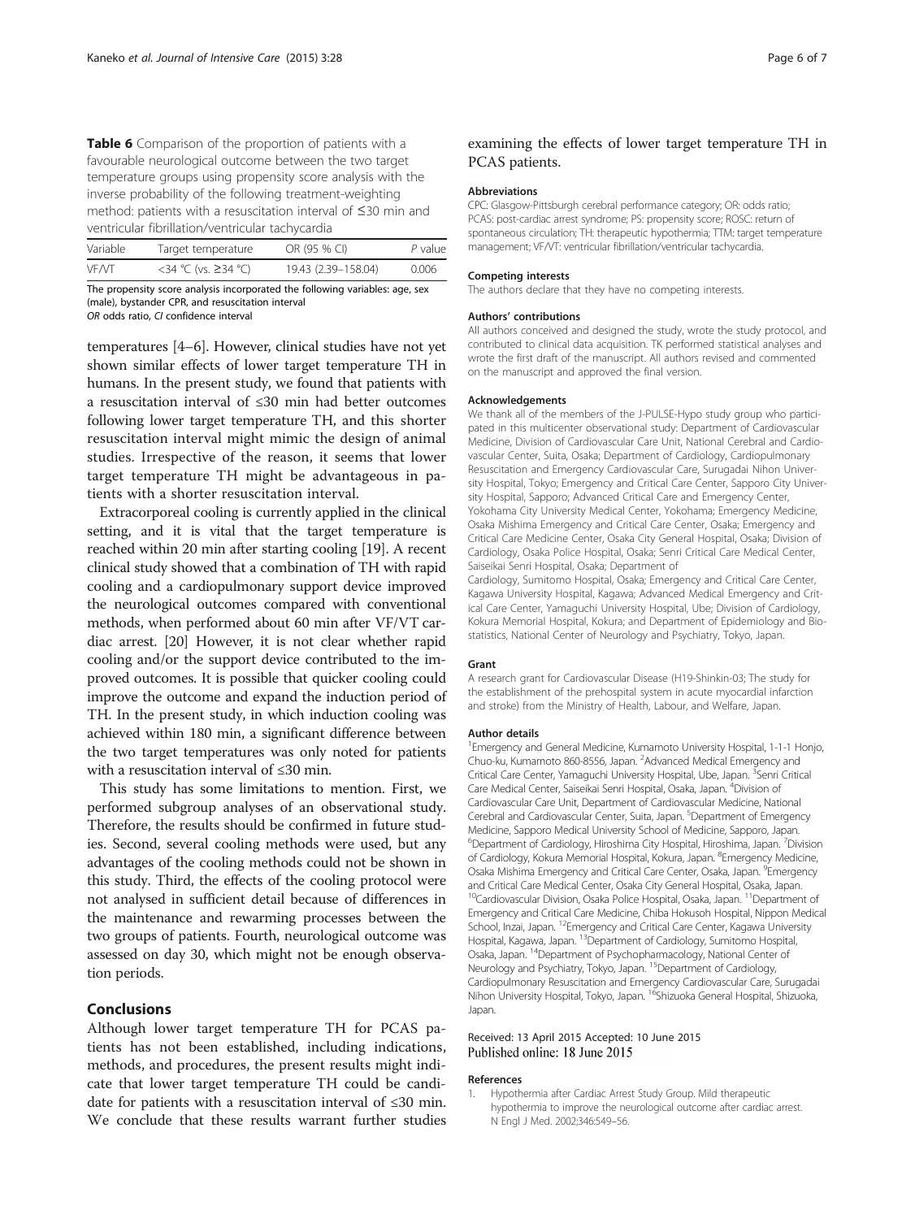**Table 6** Comparison of the proportion of patients with a favourable neurological outcome between the two target temperature groups using propensity score analysis with the inverse probability of the following treatment-weighting method: patients with a resuscitation interval of ≤30 min and ventricular fibrillation/ventricular tachycardia

| Variable | Target temperature | OR (95 % CI) | *P* value |
|---|---|---|---|
| VF/VT | <34 °C (vs. ≥34 °C) | 19.43 (2.39–158.04) | 0.006 |

The propensity score analysis incorporated the following variables: age, sex (male), bystander CPR, and resuscitation interval
*OR* odds ratio, *CI* confidence interval

temperatures [4–6]. However, clinical studies have not yet shown similar effects of lower target temperature TH in humans. In the present study, we found that patients with a resuscitation interval of ≤30 min had better outcomes following lower target temperature TH, and this shorter resuscitation interval might mimic the design of animal studies. Irrespective of the reason, it seems that lower target temperature TH might be advantageous in patients with a shorter resuscitation interval.

Extracorporeal cooling is currently applied in the clinical setting, and it is vital that the target temperature is reached within 20 min after starting cooling [19]. A recent clinical study showed that a combination of TH with rapid cooling and a cardiopulmonary support device improved the neurological outcomes compared with conventional methods, when performed about 60 min after VF/VT cardiac arrest. [20] However, it is not clear whether rapid cooling and/or the support device contributed to the improved outcomes. It is possible that quicker cooling could improve the outcome and expand the induction period of TH. In the present study, in which induction cooling was achieved within 180 min, a significant difference between the two target temperatures was only noted for patients with a resuscitation interval of ≤30 min.

This study has some limitations to mention. First, we performed subgroup analyses of an observational study. Therefore, the results should be confirmed in future studies. Second, several cooling methods were used, but any advantages of the cooling methods could not be shown in this study. Third, the effects of the cooling protocol were not analysed in sufficient detail because of differences in the maintenance and rewarming processes between the two groups of patients. Fourth, neurological outcome was assessed on day 30, which might not be enough observation periods.

## Conclusions

Although lower target temperature TH for PCAS patients has not been established, including indications, methods, and procedures, the present results might indicate that lower target temperature TH could be candidate for patients with a resuscitation interval of ≤30 min. We conclude that these results warrant further studies examining the effects of lower target temperature TH in PCAS patients.

#### Abbreviations

CPC: Glasgow-Pittsburgh cerebral performance category; OR: odds ratio; PCAS: post-cardiac arrest syndrome; PS: propensity score; ROSC: return of spontaneous circulation; TH: therapeutic hypothermia; TTM: target temperature management; VF/VT: ventricular fibrillation/ventricular tachycardia.

#### Competing interests

The authors declare that they have no competing interests.

#### Authors' contributions

All authors conceived and designed the study, wrote the study protocol, and contributed to clinical data acquisition. TK performed statistical analyses and wrote the first draft of the manuscript. All authors revised and commented on the manuscript and approved the final version.

#### Acknowledgements

We thank all of the members of the J-PULSE-Hypo study group who participated in this multicenter observational study: Department of Cardiovascular Medicine, Division of Cardiovascular Care Unit, National Cerebral and Cardiovascular Center, Suita, Osaka; Department of Cardiology, Cardiopulmonary Resuscitation and Emergency Cardiovascular Care, Surugadai Nihon University Hospital, Tokyo; Emergency and Critical Care Center, Sapporo City University Hospital, Sapporo; Advanced Critical Care and Emergency Center, Yokohama City University Medical Center, Yokohama; Emergency Medicine, Osaka Mishima Emergency and Critical Care Center, Osaka; Emergency and Critical Care Medicine Center, Osaka City General Hospital, Osaka; Division of Cardiology, Osaka Police Hospital, Osaka; Senri Critical Care Medical Center, Saiseikai Senri Hospital, Osaka; Department of Cardiology, Sumitomo Hospital, Osaka; Emergency and Critical Care Center, Kagawa University Hospital, Kagawa; Advanced Medical Emergency and Critical Care Center, Yamaguchi University Hospital, Ube; Division of Cardiology, Kokura Memorial Hospital, Kokura; and Department of Epidemiology and Biostatistics, National Center of Neurology and Psychiatry, Tokyo, Japan.

#### Grant

A research grant for Cardiovascular Disease (H19-Shinkin-03; The study for the establishment of the prehospital system in acute myocardial infarction and stroke) from the Ministry of Health, Labour, and Welfare, Japan.

#### Author details

[1]Emergency and General Medicine, Kumamoto University Hospital, 1-1-1 Honjo, Chuo-ku, Kumamoto 860-8556, Japan. [2]Advanced Medical Emergency and Critical Care Center, Yamaguchi University Hospital, Ube, Japan. [3]Senri Critical Care Medical Center, Saiseikai Senri Hospital, Osaka, Japan. [4]Division of Cardiovascular Care Unit, Department of Cardiovascular Medicine, National Cerebral and Cardiovascular Center, Suita, Japan. [5]Department of Emergency Medicine, Sapporo Medical University School of Medicine, Sapporo, Japan. [6]Department of Cardiology, Hiroshima City Hospital, Hiroshima, Japan. [7]Division of Cardiology, Kokura Memorial Hospital, Kokura, Japan. [8]Emergency Medicine, Osaka Mishima Emergency and Critical Care Center, Osaka, Japan. [9]Emergency and Critical Care Medical Center, Osaka City General Hospital, Osaka, Japan. [10]Cardiovascular Division, Osaka Police Hospital, Osaka, Japan. [11]Department of Emergency and Critical Care Medicine, Chiba Hokusoh Hospital, Nippon Medical School, Inzai, Japan. [12]Emergency and Critical Care Center, Kagawa University Hospital, Kagawa, Japan. [13]Department of Cardiology, Sumitomo Hospital, Osaka, Japan. [14]Department of Psychopharmacology, National Center of Neurology and Psychiatry, Tokyo, Japan. [15]Department of Cardiology, Cardiopulmonary Resuscitation and Emergency Cardiovascular Care, Surugadai Nihon University Hospital, Tokyo, Japan. [16]Shizuoka General Hospital, Shizuoka, Japan.

Received: 13 April 2015 Accepted: 10 June 2015
Published online: 18 June 2015

#### References

1. Hypothermia after Cardiac Arrest Study Group. Mild therapeutic hypothermia to improve the neurological outcome after cardiac arrest. N Engl J Med. 2002;346:549–56.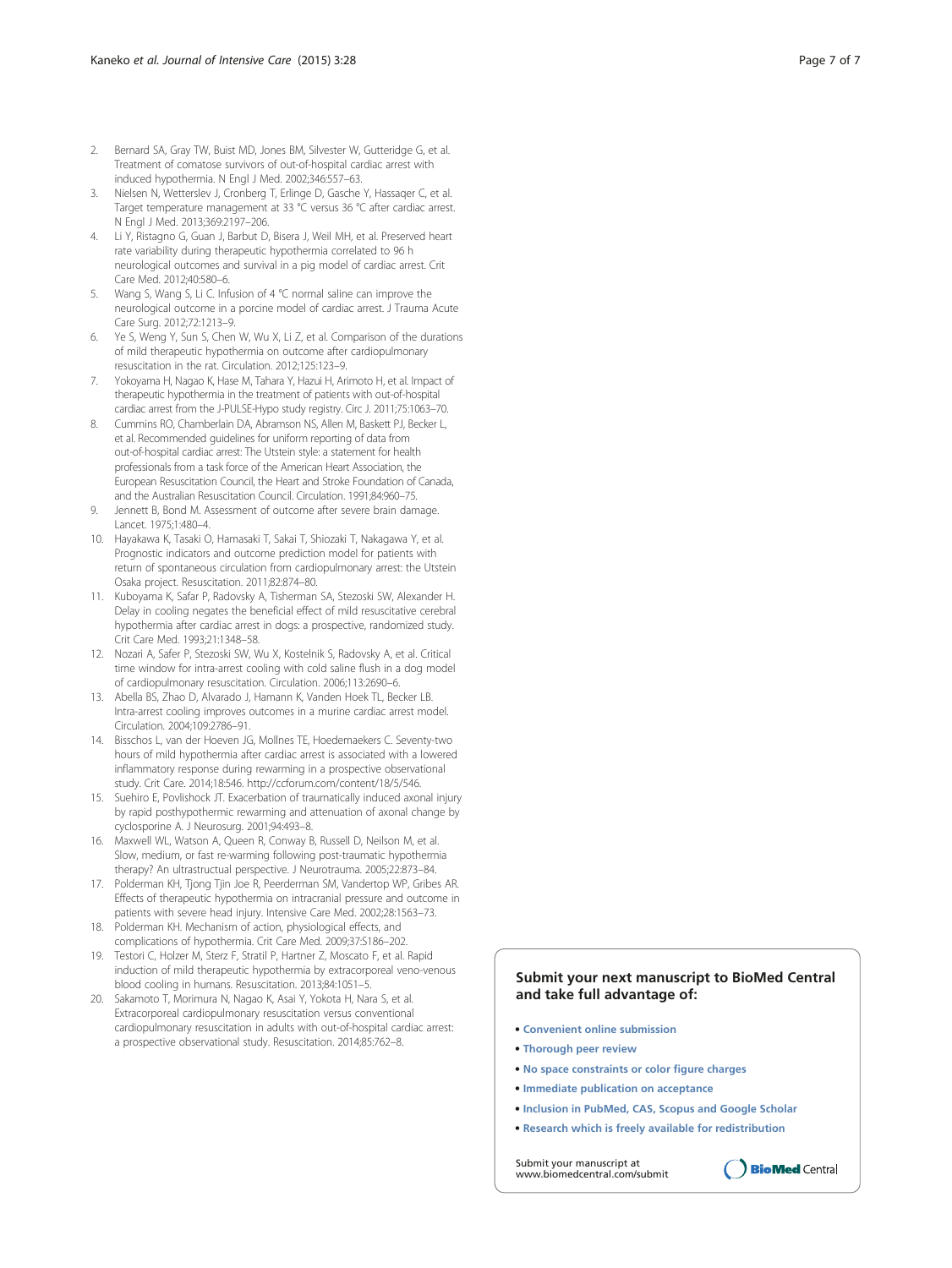2. Bernard SA, Gray TW, Buist MD, Jones BM, Silvester W, Gutteridge G, et al. Treatment of comatose survivors of out-of-hospital cardiac arrest with induced hypothermia. N Engl J Med. 2002;346:557–63.
3. Nielsen N, Wetterslev J, Cronberg T, Erlinge D, Gasche Y, Hassaqer C, et al. Target temperature management at 33 °C versus 36 °C after cardiac arrest. N Engl J Med. 2013;369:2197–206.
4. Li Y, Ristagno G, Guan J, Barbut D, Bisera J, Weil MH, et al. Preserved heart rate variability during therapeutic hypothermia correlated to 96 h neurological outcomes and survival in a pig model of cardiac arrest. Crit Care Med. 2012;40:580–6.
5. Wang S, Wang S, Li C. Infusion of 4 °C normal saline can improve the neurological outcome in a porcine model of cardiac arrest. J Trauma Acute Care Surg. 2012;72:1213–9.
6. Ye S, Weng Y, Sun S, Chen W, Wu X, Li Z, et al. Comparison of the durations of mild therapeutic hypothermia on outcome after cardiopulmonary resuscitation in the rat. Circulation. 2012;125:123–9.
7. Yokoyama H, Nagao K, Hase M, Tahara Y, Hazui H, Arimoto H, et al. Impact of therapeutic hypothermia in the treatment of patients with out-of-hospital cardiac arrest from the J-PULSE-Hypo study registry. Circ J. 2011;75:1063–70.
8. Cummins RO, Chamberlain DA, Abramson NS, Allen M, Baskett PJ, Becker L, et al. Recommended guidelines for uniform reporting of data from out-of-hospital cardiac arrest: The Utstein style: a statement for health professionals from a task force of the American Heart Association, the European Resuscitation Council, the Heart and Stroke Foundation of Canada, and the Australian Resuscitation Council. Circulation. 1991;84:960–75.
9. Jennett B, Bond M. Assessment of outcome after severe brain damage. Lancet. 1975;1:480–4.
10. Hayakawa K, Tasaki O, Hamasaki T, Sakai T, Shiozaki T, Nakagawa Y, et al. Prognostic indicators and outcome prediction model for patients with return of spontaneous circulation from cardiopulmonary arrest: the Utstein Osaka project. Resuscitation. 2011;82:874–80.
11. Kuboyama K, Safar P, Radovsky A, Tisherman SA, Stezoski SW, Alexander H. Delay in cooling negates the beneficial effect of mild resuscitative cerebral hypothermia after cardiac arrest in dogs: a prospective, randomized study. Crit Care Med. 1993;21:1348–58.
12. Nozari A, Safer P, Stezoski SW, Wu X, Kostelnik S, Radovsky A, et al. Critical time window for intra-arrest cooling with cold saline flush in a dog model of cardiopulmonary resuscitation. Circulation. 2006;113:2690–6.
13. Abella BS, Zhao D, Alvarado J, Hamann K, Vanden Hoek TL, Becker LB. Intra-arrest cooling improves outcomes in a murine cardiac arrest model. Circulation. 2004;109:2786–91.
14. Bisschos L, van der Hoeven JG, Mollnes TE, Hoedemaekers C. Seventy-two hours of mild hypothermia after cardiac arrest is associated with a lowered inflammatory response during rewarming in a prospective observational study. Crit Care. 2014;18:546. http://ccforum.com/content/18/5/546.
15. Suehiro E, Povlishock JT. Exacerbation of traumatically induced axonal injury by rapid posthypothermic rewarming and attenuation of axonal change by cyclosporine A. J Neurosurg. 2001;94:493–8.
16. Maxwell WL, Watson A, Queen R, Conway B, Russell D, Neilson M, et al. Slow, medium, or fast re-warming following post-traumatic hypothermia therapy? An ultrastructual perspective. J Neurotrauma. 2005;22:873–84.
17. Polderman KH, Tjong Tjin Joe R, Peerderman SM, Vandertop WP, Gribes AR. Effects of therapeutic hypothermia on intracranial pressure and outcome in patients with severe head injury. Intensive Care Med. 2002;28:1563–73.
18. Polderman KH. Mechanism of action, physiological effects, and complications of hypothermia. Crit Care Med. 2009;37:S186–202.
19. Testori C, Holzer M, Sterz F, Stratil P, Hartner Z, Moscato F, et al. Rapid induction of mild therapeutic hypothermia by extracorporeal veno-venous blood cooling in humans. Resuscitation. 2013;84:1051–5.
20. Sakamoto T, Morimura N, Nagao K, Asai Y, Yokota H, Nara S, et al. Extracorporeal cardiopulmonary resuscitation versus conventional cardiopulmonary resuscitation in adults with out-of-hospital cardiac arrest: a prospective observational study. Resuscitation. 2014;85:762–8.

**Submit your next manuscript to BioMed Central and take full advantage of:**

- **Convenient online submission**
- **Thorough peer review**
- **No space constraints or color figure charges**
- **Immediate publication on acceptance**
- **Inclusion in PubMed, CAS, Scopus and Google Scholar**
- **Research which is freely available for redistribution**

Submit your manuscript at
www.biomedcentral.com/submit

BioMed Central